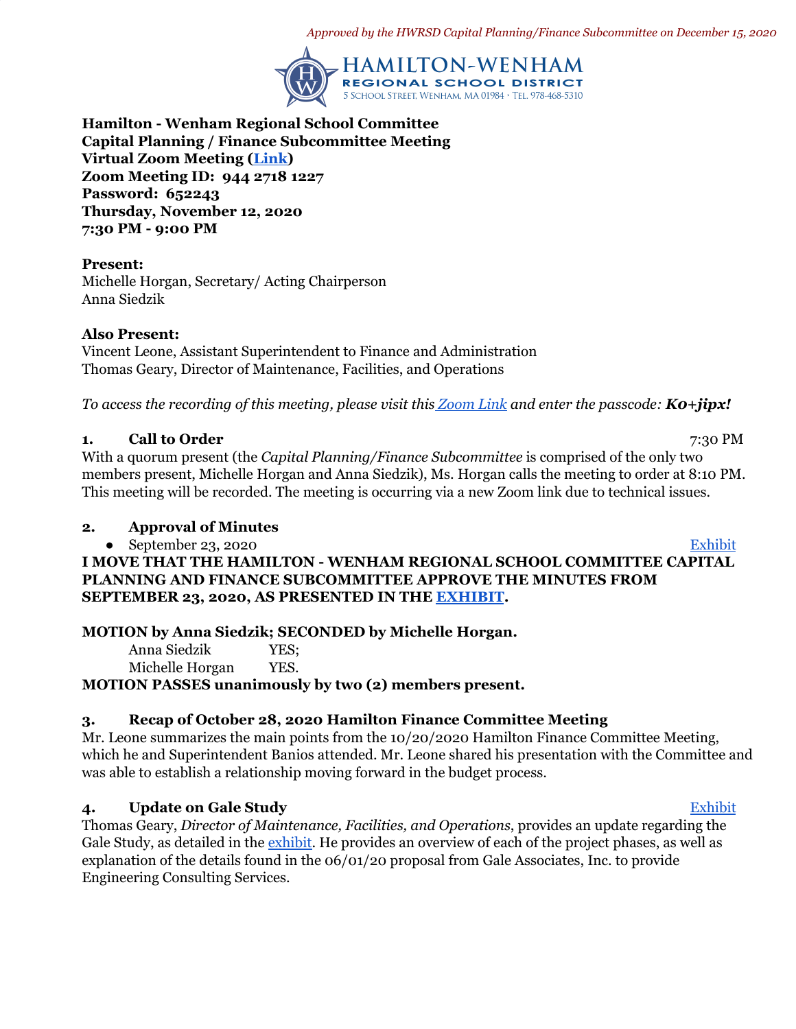*Approved by the HWRSD Capital Planning/Finance Subcommittee on December 15, 2020*

HAMILTON-WENHAM
REGIONAL SCHOOL DISTRICT
5 School Street, Wenham, MA 01984 · Tel. 978-468-5310

**Hamilton - Wenham Regional School Committee**
**Capital Planning / Finance Subcommittee Meeting**
**Virtual Zoom Meeting (Link)**
**Zoom Meeting ID: 944 2718 1227**
**Password: 652243**
**Thursday, November 12, 2020**
**7:30 PM - 9:00 PM**

**Present:**
Michelle Horgan, Secretary/ Acting Chairperson
Anna Siedzik

**Also Present:**
Vincent Leone, Assistant Superintendent to Finance and Administration
Thomas Geary, Director of Maintenance, Facilities, and Operations

*To access the recording of this meeting, please visit this Zoom Link and enter the passcode:* ***K0+jipx!***

## 1. Call to Order 7:30 PM

With a quorum present (the *Capital Planning/Finance Subcommittee* is comprised of the only two members present, Michelle Horgan and Anna Siedzik), Ms. Horgan calls the meeting to order at 8:10 PM. This meeting will be recorded. The meeting is occurring via a new Zoom link due to technical issues.

## 2. Approval of Minutes

- September 23, 2020 Exhibit

**I MOVE THAT THE HAMILTON - WENHAM REGIONAL SCHOOL COMMITTEE CAPITAL PLANNING AND FINANCE SUBCOMMITTEE APPROVE THE MINUTES FROM SEPTEMBER 23, 2020, AS PRESENTED IN THE EXHIBIT.**

**MOTION by Anna Siedzik; SECONDED by Michelle Horgan.**

Anna Siedzik YES;
Michelle Horgan YES.

**MOTION PASSES unanimously by two (2) members present.**

## 3. Recap of October 28, 2020 Hamilton Finance Committee Meeting

Mr. Leone summarizes the main points from the 10/20/2020 Hamilton Finance Committee Meeting, which he and Superintendent Banios attended. Mr. Leone shared his presentation with the Committee and was able to establish a relationship moving forward in the budget process.

## 4. Update on Gale Study Exhibit

Thomas Geary, *Director of Maintenance, Facilities, and Operations*, provides an update regarding the Gale Study, as detailed in the exhibit. He provides an overview of each of the project phases, as well as explanation of the details found in the 06/01/20 proposal from Gale Associates, Inc. to provide Engineering Consulting Services.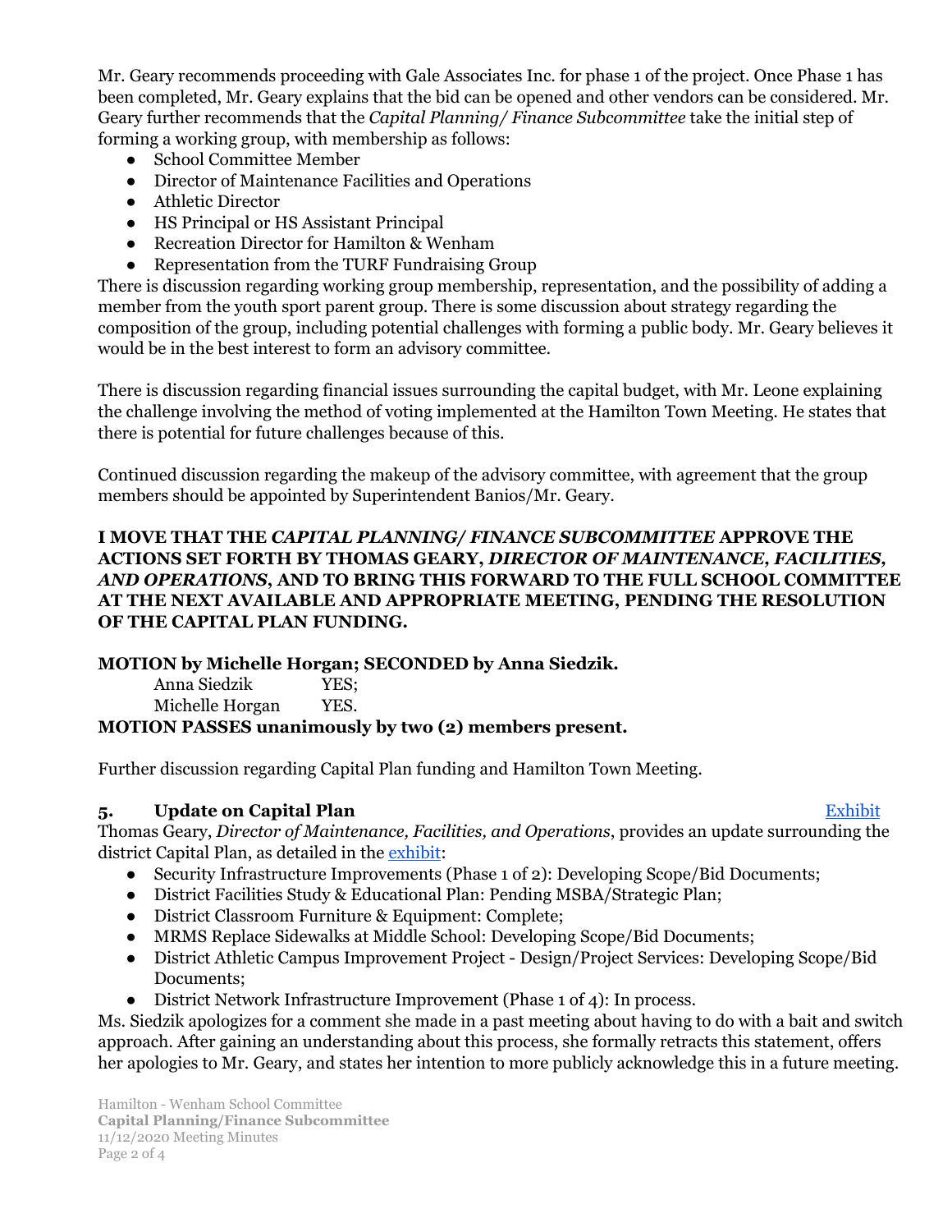Mr. Geary recommends proceeding with Gale Associates Inc. for phase 1 of the project. Once Phase 1 has been completed, Mr. Geary explains that the bid can be opened and other vendors can be considered. Mr. Geary further recommends that the *Capital Planning/ Finance Subcommittee* take the initial step of forming a working group, with membership as follows:

- School Committee Member
- Director of Maintenance Facilities and Operations
- Athletic Director
- HS Principal or HS Assistant Principal
- Recreation Director for Hamilton & Wenham
- Representation from the TURF Fundraising Group

There is discussion regarding working group membership, representation, and the possibility of adding a member from the youth sport parent group. There is some discussion about strategy regarding the composition of the group, including potential challenges with forming a public body. Mr. Geary believes it would be in the best interest to form an advisory committee.

There is discussion regarding financial issues surrounding the capital budget, with Mr. Leone explaining the challenge involving the method of voting implemented at the Hamilton Town Meeting. He states that there is potential for future challenges because of this.

Continued discussion regarding the makeup of the advisory committee, with agreement that the group members should be appointed by Superintendent Banios/Mr. Geary.

**I MOVE THAT THE *CAPITAL PLANNING/ FINANCE SUBCOMMITTEE* APPROVE THE ACTIONS SET FORTH BY THOMAS GEARY, *DIRECTOR OF MAINTENANCE, FACILITIES, AND OPERATIONS*, AND TO BRING THIS FORWARD TO THE FULL SCHOOL COMMITTEE AT THE NEXT AVAILABLE AND APPROPRIATE MEETING, PENDING THE RESOLUTION OF THE CAPITAL PLAN FUNDING.**

**MOTION by Michelle Horgan; SECONDED by Anna Siedzik.**

Anna Siedzik YES;
Michelle Horgan YES.

**MOTION PASSES unanimously by two (2) members present.**

Further discussion regarding Capital Plan funding and Hamilton Town Meeting.

### 5. Update on Capital Plan

Exhibit

Thomas Geary, *Director of Maintenance, Facilities, and Operations*, provides an update surrounding the district Capital Plan, as detailed in the exhibit:

- Security Infrastructure Improvements (Phase 1 of 2): Developing Scope/Bid Documents;
- District Facilities Study & Educational Plan: Pending MSBA/Strategic Plan;
- District Classroom Furniture & Equipment: Complete;
- MRMS Replace Sidewalks at Middle School: Developing Scope/Bid Documents;
- District Athletic Campus Improvement Project - Design/Project Services: Developing Scope/Bid Documents;
- District Network Infrastructure Improvement (Phase 1 of 4): In process.

Ms. Siedzik apologizes for a comment she made in a past meeting about having to do with a bait and switch approach. After gaining an understanding about this process, she formally retracts this statement, offers her apologies to Mr. Geary, and states her intention to more publicly acknowledge this in a future meeting.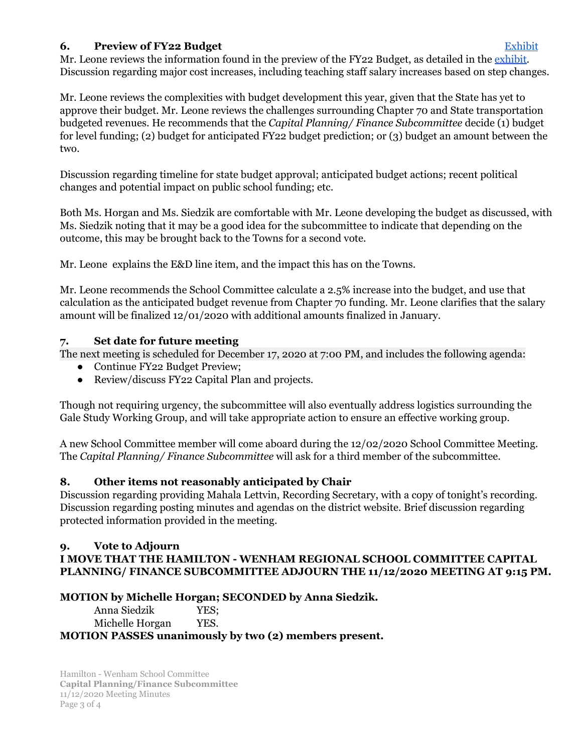### 6. Preview of FY22 Budget [Exhibit]

Mr. Leone reviews the information found in the preview of the FY22 Budget, as detailed in the exhibit. Discussion regarding major cost increases, including teaching staff salary increases based on step changes.

Mr. Leone reviews the complexities with budget development this year, given that the State has yet to approve their budget. Mr. Leone reviews the challenges surrounding Chapter 70 and State transportation budgeted revenues. He recommends that the *Capital Planning/ Finance Subcommittee* decide (1) budget for level funding; (2) budget for anticipated FY22 budget prediction; or (3) budget an amount between the two.

Discussion regarding timeline for state budget approval; anticipated budget actions; recent political changes and potential impact on public school funding; etc.

Both Ms. Horgan and Ms. Siedzik are comfortable with Mr. Leone developing the budget as discussed, with Ms. Siedzik noting that it may be a good idea for the subcommittee to indicate that depending on the outcome, this may be brought back to the Towns for a second vote.

Mr. Leone explains the E&D line item, and the impact this has on the Towns.

Mr. Leone recommends the School Committee calculate a 2.5% increase into the budget, and use that calculation as the anticipated budget revenue from Chapter 70 funding. Mr. Leone clarifies that the salary amount will be finalized 12/01/2020 with additional amounts finalized in January.

### 7. Set date for future meeting

The next meeting is scheduled for December 17, 2020 at 7:00 PM, and includes the following agenda:

- Continue FY22 Budget Preview;
- Review/discuss FY22 Capital Plan and projects.

Though not requiring urgency, the subcommittee will also eventually address logistics surrounding the Gale Study Working Group, and will take appropriate action to ensure an effective working group.

A new School Committee member will come aboard during the 12/02/2020 School Committee Meeting. The *Capital Planning/ Finance Subcommittee* will ask for a third member of the subcommittee.

### 8. Other items not reasonably anticipated by Chair

Discussion regarding providing Mahala Lettvin, Recording Secretary, with a copy of tonight's recording. Discussion regarding posting minutes and agendas on the district website. Brief discussion regarding protected information provided in the meeting.

### 9. Vote to Adjourn

**I MOVE THAT THE HAMILTON - WENHAM REGIONAL SCHOOL COMMITTEE CAPITAL PLANNING/ FINANCE SUBCOMMITTEE ADJOURN THE 11/12/2020 MEETING AT 9:15 PM.**

**MOTION by Michelle Horgan; SECONDED by Anna Siedzik.**

Anna Siedzik YES;
Michelle Horgan YES.

**MOTION PASSES unanimously by two (2) members present.**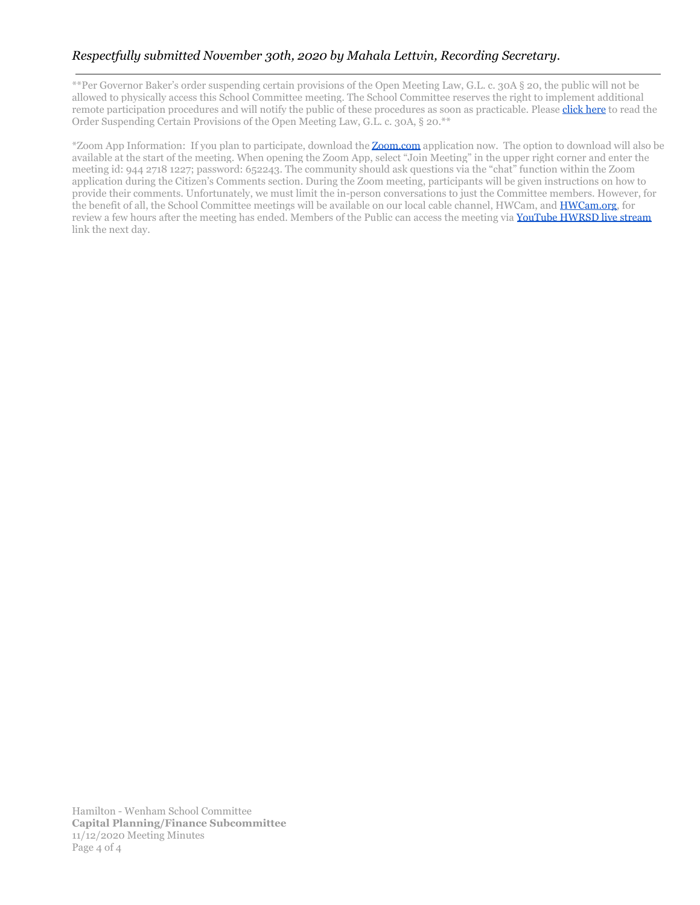*Respectfully submitted November 30th, 2020 by Mahala Lettvin, Recording Secretary.*

---

**Per Governor Baker's order suspending certain provisions of the Open Meeting Law, G.L. c. 30A § 20, the public will not be allowed to physically access this School Committee meeting. The School Committee reserves the right to implement additional remote participation procedures and will notify the public of these procedures as soon as practicable. Please click here to read the Order Suspending Certain Provisions of the Open Meeting Law, G.L. c. 30A, § 20.**

*Zoom App Information: If you plan to participate, download the Zoom.com application now. The option to download will also be available at the start of the meeting. When opening the Zoom App, select "Join Meeting" in the upper right corner and enter the meeting id: 944 2718 1227; password: 652243. The community should ask questions via the "chat" function within the Zoom application during the Citizen's Comments section. During the Zoom meeting, participants will be given instructions on how to provide their comments. Unfortunately, we must limit the in-person conversations to just the Committee members. However, for the benefit of all, the School Committee meetings will be available on our local cable channel, HWCam, and HWCam.org, for review a few hours after the meeting has ended. Members of the Public can access the meeting via YouTube HWRSD live stream link the next day.